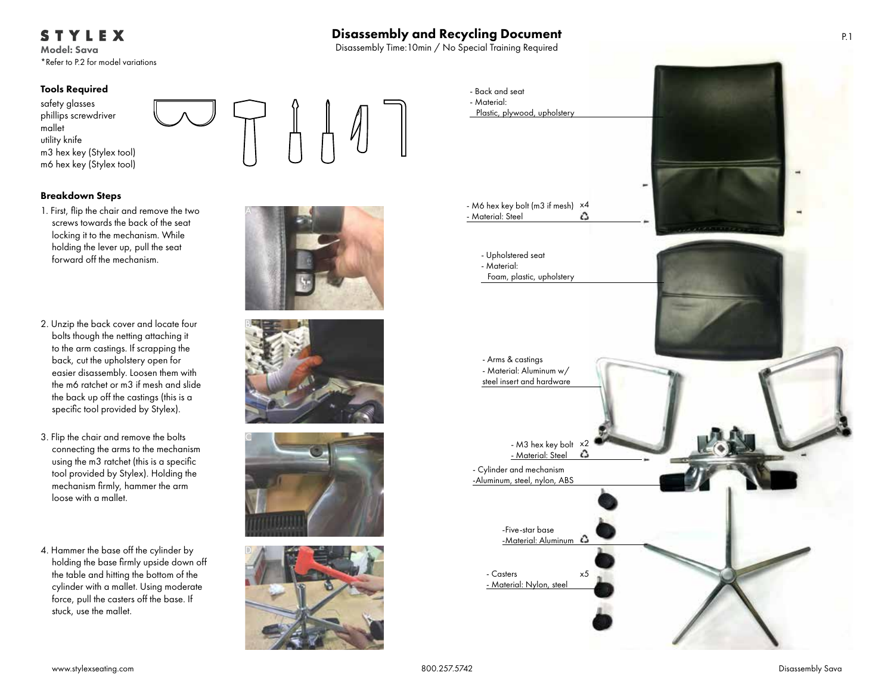# STYLEX

**Model: Sava**

*Refer to P.2 for model variations

## Disassembly and Recycling Document

Disassembly Time:10min / No Special Training Required

### Tools Required

safety glasses
phillips screwdriver
mallet
utility knife
m3 hex key (Stylex tool)
m6 hex key (Stylex tool)

### Breakdown Steps

1. First, flip the chair and remove the two screws towards the back of the seat locking it to the mechanism. While holding the lever up, pull the seat forward off the mechanism.

2. Unzip the back cover and locate four bolts though the netting attaching it to the arm castings. If scrapping the back, cut the upholstery open for easier disassembly. Loosen them with the m6 ratchet or m3 if mesh and slide the back up off the castings (this is a specific tool provided by Stylex).

3. Flip the chair and remove the bolts connecting the arms to the mechanism using the m3 ratchet (this is a specific tool provided by Stylex). Holding the mechanism firmly, hammer the arm loose with a mallet.

4. Hammer the base off the cylinder by holding the base firmly upside down off the table and hitting the bottom of the cylinder with a mallet. Using moderate force, pull the casters off the base. If stuck, use the mallet.

A

B

C

D

- Back and seat
- Material:
  Plastic, plywood, upholstery

- M6 hex key bolt (m3 if mesh) ×4 ♻
- Material: Steel

- Upholstered seat
- Material:
  Foam, plastic, upholstery

- Arms & castings
- Material: Aluminum w/ steel insert and hardware

- M3 hex key bolt ×2 ♻
- Material: Steel

- Cylinder and mechanism
- Aluminum, steel, nylon, ABS

- Five-star base
- Material: Aluminum ♻

- Casters ×5
- Material: Nylon, steel

www.stylexseating.com  800.257.5742  Disassembly Sava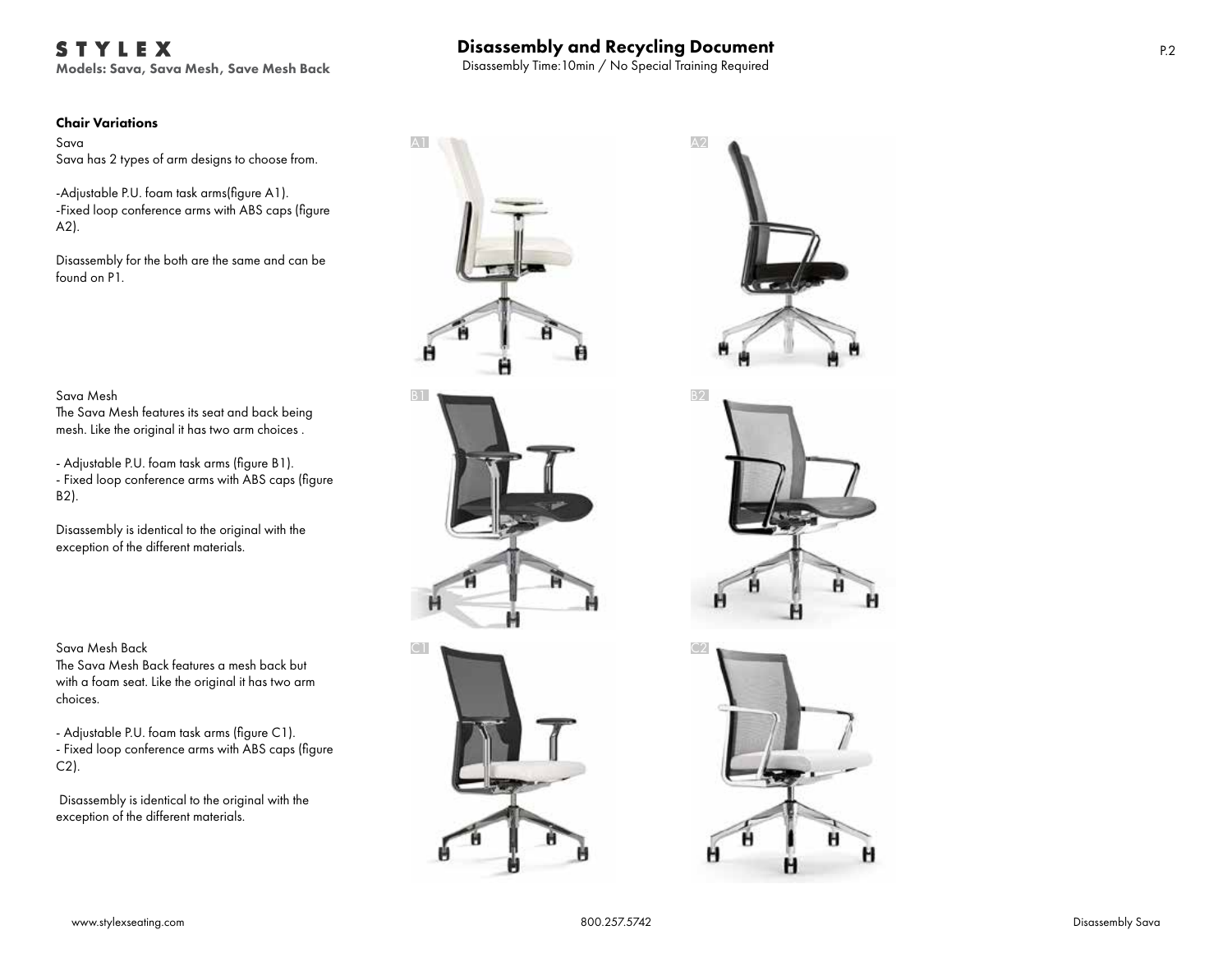**STYLEX**
**Models: Sava, Sava Mesh, Save Mesh Back**

# Disassembly and Recycling Document

Disassembly Time:10min / No Special Training Required

### Chair Variations

Sava
Sava has 2 types of arm designs to choose from.

-Adjustable P.U. foam task arms(figure A1).
-Fixed loop conference arms with ABS caps (figure A2).

Disassembly for the both are the same and can be found on P1.

Sava Mesh
The Sava Mesh features its seat and back being mesh. Like the original it has two arm choices .

- Adjustable P.U. foam task arms (figure B1).
- Fixed loop conference arms with ABS caps (figure B2).

Disassembly is identical to the original with the exception of the different materials.

Sava Mesh Back
The Sava Mesh Back features a mesh back but with a foam seat. Like the original it has two arm choices.

- Adjustable P.U. foam task arms (figure C1).
- Fixed loop conference arms with ABS caps (figure C2).

Disassembly is identical to the original with the exception of the different materials.

A1

A2

B1

B2

C1

C2

www.stylexseating.com

800.257.5742

Disassembly Sava